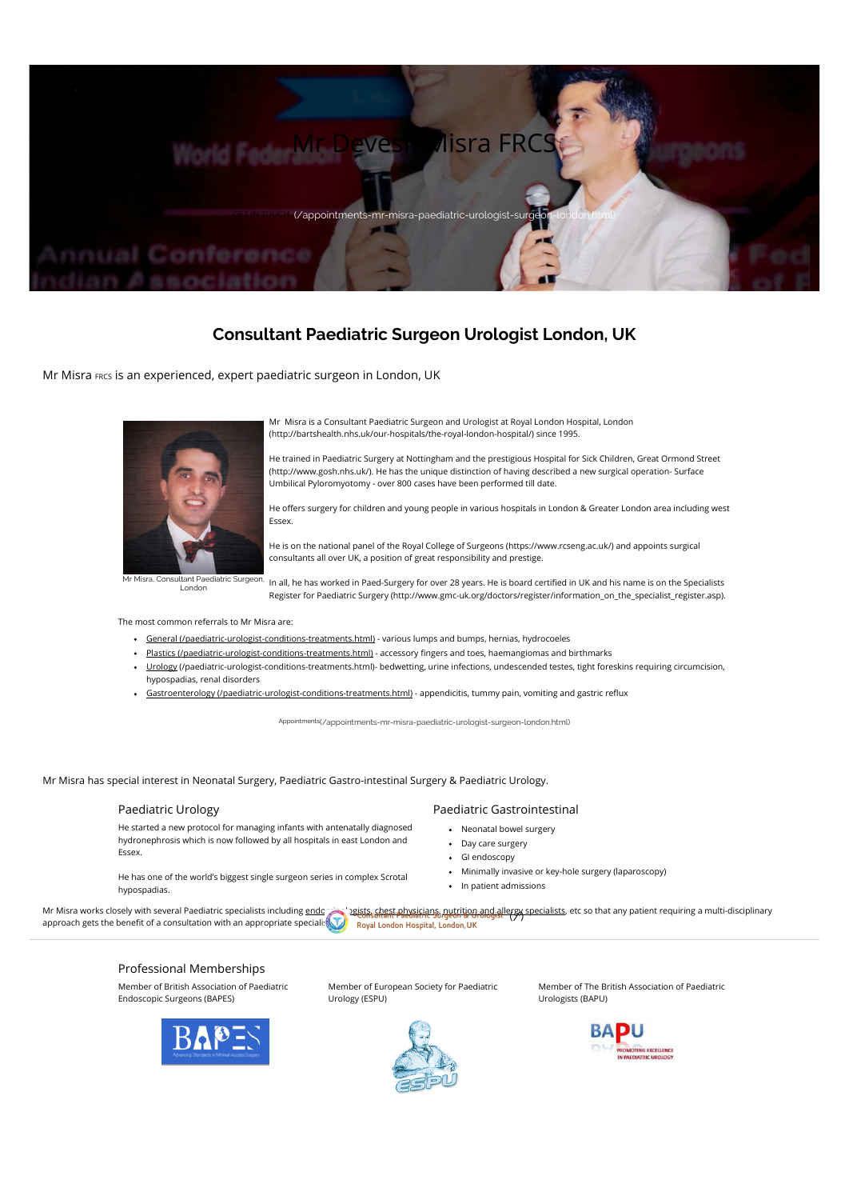# Mr Devesh Misra FRCS

(/appointments-mr-misra-paediatric-urologist-surgeon-london.html)

## Consultant Paediatric Surgeon Urologist London, UK

Mr Misra FRCS is an experienced, expert paediatric surgeon in London, UK

Mr Misra, Consultant Paediatric Surgeon, London

Mr Misra is a Consultant Paediatric Surgeon and Urologist at Royal London Hospital, London (http://bartshealth.nhs.uk/our-hospitals/the-royal-london-hospital/) since 1995.

He trained in Paediatric Surgery at Nottingham and the prestigious Hospital for Sick Children, Great Ormond Street (http://www.gosh.nhs.uk/). He has the unique distinction of having described a new surgical operation- Surface Umbilical Pyloromyotomy - over 800 cases have been performed till date.

He offers surgery for children and young people in various hospitals in London & Greater London area including west Essex.

He is on the national panel of the Royal College of Surgeons (https://www.rcseng.ac.uk/) and appoints surgical consultants all over UK, a position of great responsibility and prestige.

In all, he has worked in Paed-Surgery for over 28 years. He is board certified in UK and his name is on the Specialists Register for Paediatric Surgery (http://www.gmc-uk.org/doctors/register/information_on_the_specialist_register.asp).

The most common referrals to Mr Misra are:

- General (/paediatric-urologist-conditions-treatments.html) - various lumps and bumps, hernias, hydrocoeles
- Plastics (/paediatric-urologist-conditions-treatments.html) - accessory fingers and toes, haemangiomas and birthmarks
- Urology (/paediatric-urologist-conditions-treatments.html)- bedwetting, urine infections, undescended testes, tight foreskins requiring circumcision, hypospadias, renal disorders
- Gastroenterology (/paediatric-urologist-conditions-treatments.html) - appendicitis, tummy pain, vomiting and gastric reflux

Appointments(/appointments-mr-misra-paediatric-urologist-surgeon-london.html)

Mr Misra has special interest in Neonatal Surgery, Paediatric Gastro-intestinal Surgery & Paediatric Urology.

### Paediatric Urology

He started a new protocol for managing infants with antenatally diagnosed hydronephrosis which is now followed by all hospitals in east London and Essex.

He has one of the world's biggest single surgeon series in complex Scrotal hypospadias.

### Paediatric Gastrointestinal

- Neonatal bowel surgery
- Day care surgery
- GI endoscopy
- Minimally invasive or key-hole surgery (laparoscopy)
- In patient admissions

Mr Misra works closely with several Paediatric specialists including endocrinologists, chest physicians, nutrition and allergy specialists, etc so that any patient requiring a multi-disciplinary approach gets the benefit of a consultation with an appropriate specialist.

Consultant Paediatric Surgeon & Urologist (/)
Royal London Hospital, London, UK

### Professional Memberships

Member of British Association of Paediatric Endoscopic Surgeons (BAPES)

Member of European Society for Paediatric Urology (ESPU)

Member of The British Association of Paediatric Urologists (BAPU)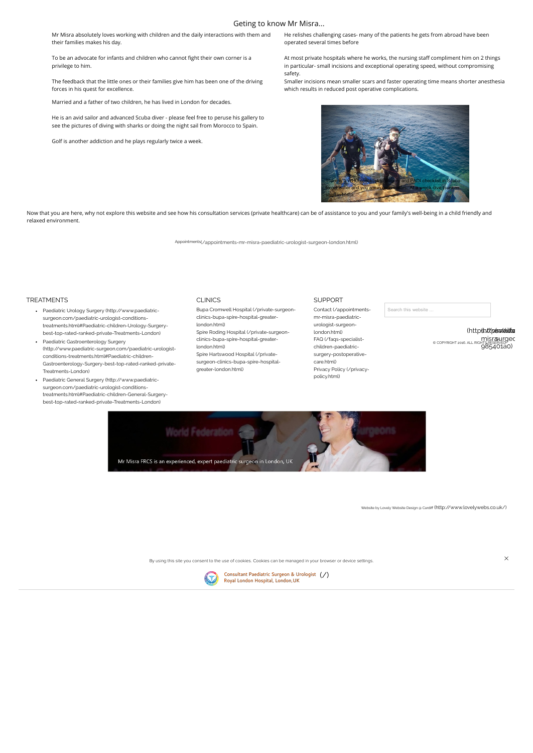## Geting to know Mr Misra...

Mr Misra absolutely loves working with children and the daily interactions with them and their families makes his day.

To be an advocate for infants and children who cannot fight their own corner is a privilege to him.

The feedback that the little ones or their families give him has been one of the driving forces in his quest for excellence.

Married and a father of two children, he has lived in London for decades.

He is an avid sailor and advanced Scuba diver - please feel free to peruse his gallery to see the pictures of diving with sharks or doing the night sail from Morocco to Spain.

Golf is another addiction and he plays regularly twice a week.

He relishes challenging cases- many of the patients he gets from abroad have been operated several times before

At most private hospitals where he works, the nursing staff compliment him on 2 things in particular- small incisions and exceptional operating speed, without compromising safety.
Smaller incisions mean smaller scars and faster operating time means shorter anesthesia which results in reduced post operative complications.

There is a WHO checklist in surgery and PADI checklist in Scuba- forget either and you are in deep waters. At a wreck dive (sunken ship) in Malta.

Now that you are here, why not explore this website and see how his consultation services (private healthcare) can be of assistance to you and your family's well-being in a child friendly and relaxed environment.

Appointments(/appointments-mr-misra-paediatric-urologist-surgeon-london.html)

### TREATMENTS

- Paediatric Urology Surgery (http://www.paediatric-surgeon.com/paediatric-urologist-conditions-treatments.html#Paediatric-children-Urology-Surgery-best-top-rated-ranked-private-Treatments-London)
- Paediatric Gastroenterology Surgery (http://www.paediatric-surgeon.com/paediatric-urologist-conditions-treatments.html#Paediatric-children-Gastroenterology-Surgery-best-top-rated-ranked-private-Treatments-London)
- Paediatric General Surgery (http://www.paediatric-surgeon.com/paediatric-urologist-conditions-treatments.html#Paediatric-children-General-Surgery-best-top-rated-ranked-private-Treatments-London)

### CLINICS

Bupa Cromwell Hospital (/private-surgeon-clinics-bupa-spire-hospital-greater-london.html)
Spire Roding Hospital (/private-surgeon-clinics-bupa-spire-hospital-greater-london.html)
Spire Hartswood Hospital (/private-surgeon-clinics-bupa-spire-hospital-greater-london.html)

### SUPPORT

Contact (/appointments-mr-misra-paediatric-urologist-surgeon-london.html)
FAQ (/faqs-specialist-children-paediatric-surgery-postoperative-care.html)
Privacy Policy (/privacy-policy.html)

Search this website ...

© COPYRIGHT 2016. ALL RIGHTS RESERVED.

Mr Misra FRCS is an experienced, expert paediatric surgeon in London, UK

Website by Lovely Website Design @ Cardiff (http://www.lovelywebs.co.uk/)

By using this site you consent to the use of cookies. Cookies can be managed in your browser or device settings.

Consultant Paediatric Surgeon & Urologist (/)
Royal London Hospital, London, UK